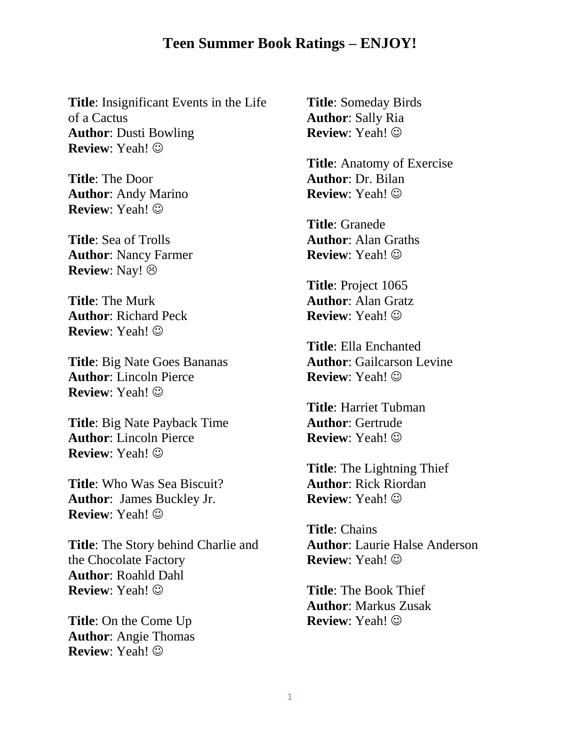# Teen Summer Book Ratings – ENJOY!

**Title**: Insignificant Events in the Life of a Cactus
**Author**: Dusti Bowling
**Review**: Yeah! ☺

**Title**: The Door
**Author**: Andy Marino
**Review**: Yeah! ☺

**Title**: Sea of Trolls
**Author**: Nancy Farmer
**Review**: Nay! ☹

**Title**: The Murk
**Author**: Richard Peck
**Review**: Yeah! ☺

**Title**: Big Nate Goes Bananas
**Author**: Lincoln Pierce
**Review**: Yeah! ☺

**Title**: Big Nate Payback Time
**Author**: Lincoln Pierce
**Review**: Yeah! ☺

**Title**: Who Was Sea Biscuit?
**Author**: James Buckley Jr.
**Review**: Yeah! ☺

**Title**: The Story behind Charlie and the Chocolate Factory
**Author**: Roahld Dahl
**Review**: Yeah! ☺

**Title**: On the Come Up
**Author**: Angie Thomas
**Review**: Yeah! ☺

**Title**: Someday Birds
**Author**: Sally Ria
**Review**: Yeah! ☺

**Title**: Anatomy of Exercise
**Author**: Dr. Bilan
**Review**: Yeah! ☺

**Title**: Granede
**Author**: Alan Graths
**Review**: Yeah! ☺

**Title**: Project 1065
**Author**: Alan Gratz
**Review**: Yeah! ☺

**Title**: Ella Enchanted
**Author**: Gailcarson Levine
**Review**: Yeah! ☺

**Title**: Harriet Tubman
**Author**: Gertrude
**Review**: Yeah! ☺

**Title**: The Lightning Thief
**Author**: Rick Riordan
**Review**: Yeah! ☺

**Title**: Chains
**Author**: Laurie Halse Anderson
**Review**: Yeah! ☺

**Title**: The Book Thief
**Author**: Markus Zusak
**Review**: Yeah! ☺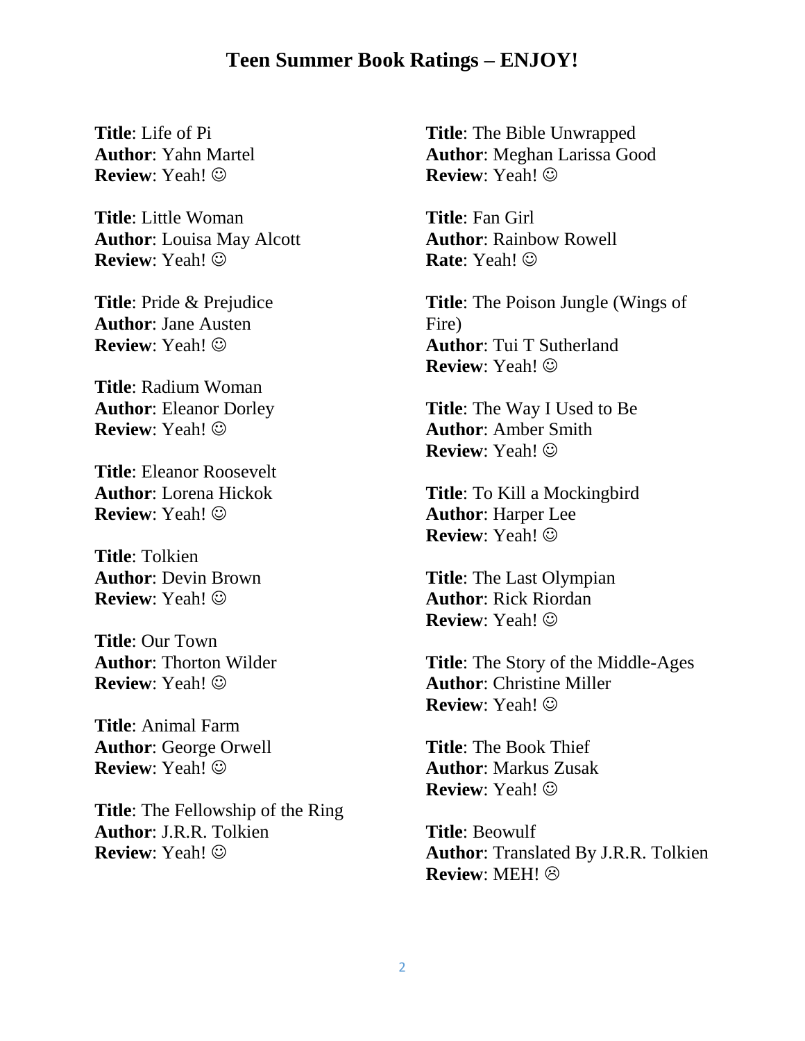# Teen Summer Book Ratings – ENJOY!

**Title**: Life of Pi
**Author**: Yahn Martel
**Review**: Yeah! ☺

**Title**: Little Woman
**Author**: Louisa May Alcott
**Review**: Yeah! ☺

**Title**: Pride & Prejudice
**Author**: Jane Austen
**Review**: Yeah! ☺

**Title**: Radium Woman
**Author**: Eleanor Dorley
**Review**: Yeah! ☺

**Title**: Eleanor Roosevelt
**Author**: Lorena Hickok
**Review**: Yeah! ☺

**Title**: Tolkien
**Author**: Devin Brown
**Review**: Yeah! ☺

**Title**: Our Town
**Author**: Thorton Wilder
**Review**: Yeah! ☺

**Title**: Animal Farm
**Author**: George Orwell
**Review**: Yeah! ☺

**Title**: The Fellowship of the Ring
**Author**: J.R.R. Tolkien
**Review**: Yeah! ☺

**Title**: The Bible Unwrapped
**Author**: Meghan Larissa Good
**Review**: Yeah! ☺

**Title**: Fan Girl
**Author**: Rainbow Rowell
**Rate**: Yeah! ☺

**Title**: The Poison Jungle (Wings of Fire)
**Author**: Tui T Sutherland
**Review**: Yeah! ☺

**Title**: The Way I Used to Be
**Author**: Amber Smith
**Review**: Yeah! ☺

**Title**: To Kill a Mockingbird
**Author**: Harper Lee
**Review**: Yeah! ☺

**Title**: The Last Olympian
**Author**: Rick Riordan
**Review**: Yeah! ☺

**Title**: The Story of the Middle-Ages
**Author**: Christine Miller
**Review**: Yeah! ☺

**Title**: The Book Thief
**Author**: Markus Zusak
**Review**: Yeah! ☺

**Title**: Beowulf
**Author**: Translated By J.R.R. Tolkien
**Review**: MEH! ☹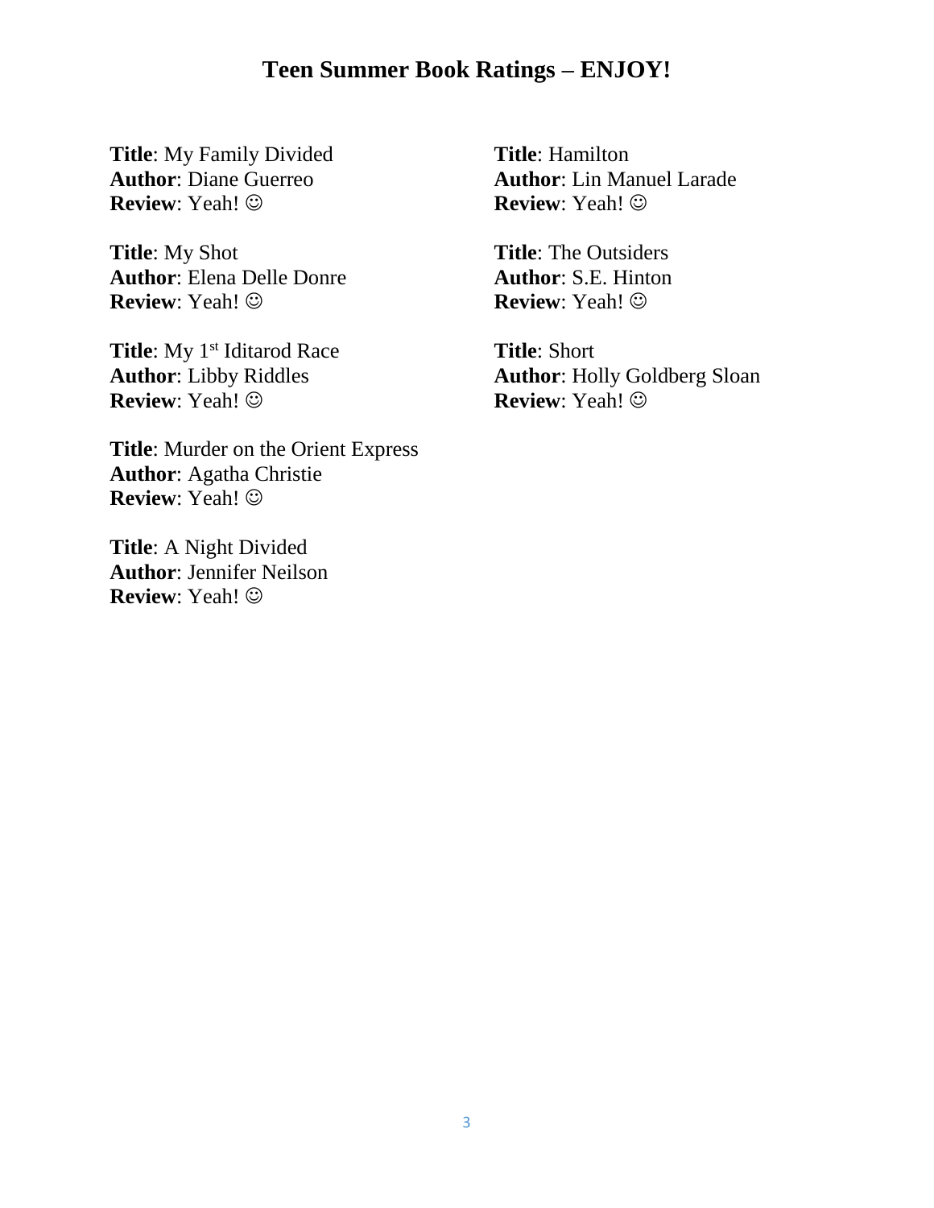# Teen Summer Book Ratings – ENJOY!

**Title**: My Family Divided
**Author**: Diane Guerreo
**Review**: Yeah! ☺

**Title**: My Shot
**Author**: Elena Delle Donre
**Review**: Yeah! ☺

**Title**: My 1st Iditarod Race
**Author**: Libby Riddles
**Review**: Yeah! ☺

**Title**: Murder on the Orient Express
**Author**: Agatha Christie
**Review**: Yeah! ☺

**Title**: A Night Divided
**Author**: Jennifer Neilson
**Review**: Yeah! ☺

**Title**: Hamilton
**Author**: Lin Manuel Larade
**Review**: Yeah! ☺

**Title**: The Outsiders
**Author**: S.E. Hinton
**Review**: Yeah! ☺

**Title**: Short
**Author**: Holly Goldberg Sloan
**Review**: Yeah! ☺